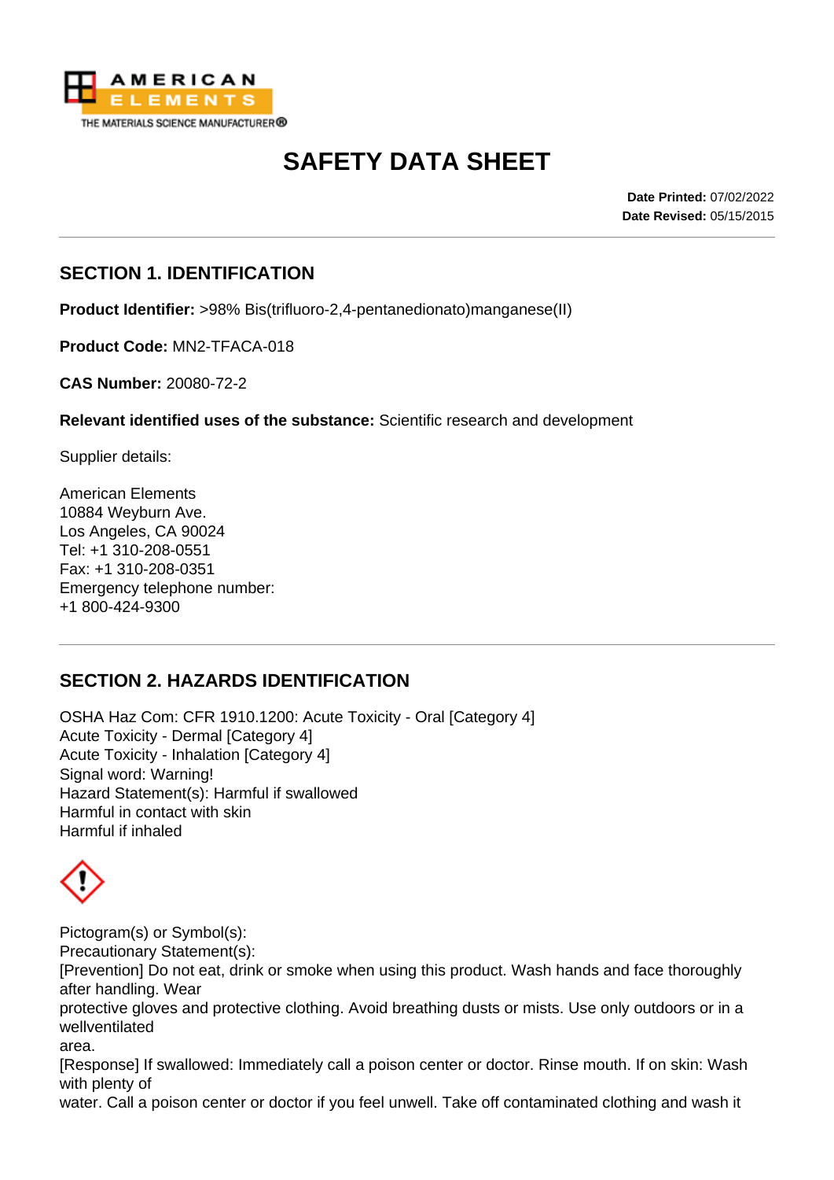AMERICAN ELEMENTS
THE MATERIALS SCIENCE MANUFACTURER®

# SAFETY DATA SHEET

**Date Printed:** 07/02/2022
**Date Revised:** 05/15/2015

## SECTION 1. IDENTIFICATION

**Product Identifier:** >98% Bis(trifluoro-2,4-pentanedionato)manganese(II)

**Product Code:** MN2-TFACA-018

**CAS Number:** 20080-72-2

**Relevant identified uses of the substance:** Scientific research and development

Supplier details:

American Elements
10884 Weyburn Ave.
Los Angeles, CA 90024
Tel: +1 310-208-0551
Fax: +1 310-208-0351
Emergency telephone number:
+1 800-424-9300

## SECTION 2. HAZARDS IDENTIFICATION

OSHA Haz Com: CFR 1910.1200: Acute Toxicity - Oral [Category 4]
Acute Toxicity - Dermal [Category 4]
Acute Toxicity - Inhalation [Category 4]
Signal word: Warning!
Hazard Statement(s): Harmful if swallowed
Harmful in contact with skin
Harmful if inhaled

Pictogram(s) or Symbol(s):
Precautionary Statement(s):
[Prevention] Do not eat, drink or smoke when using this product. Wash hands and face thoroughly after handling. Wear
protective gloves and protective clothing. Avoid breathing dusts or mists. Use only outdoors or in a wellventilated
area.
[Response] If swallowed: Immediately call a poison center or doctor. Rinse mouth. If on skin: Wash with plenty of
water. Call a poison center or doctor if you feel unwell. Take off contaminated clothing and wash it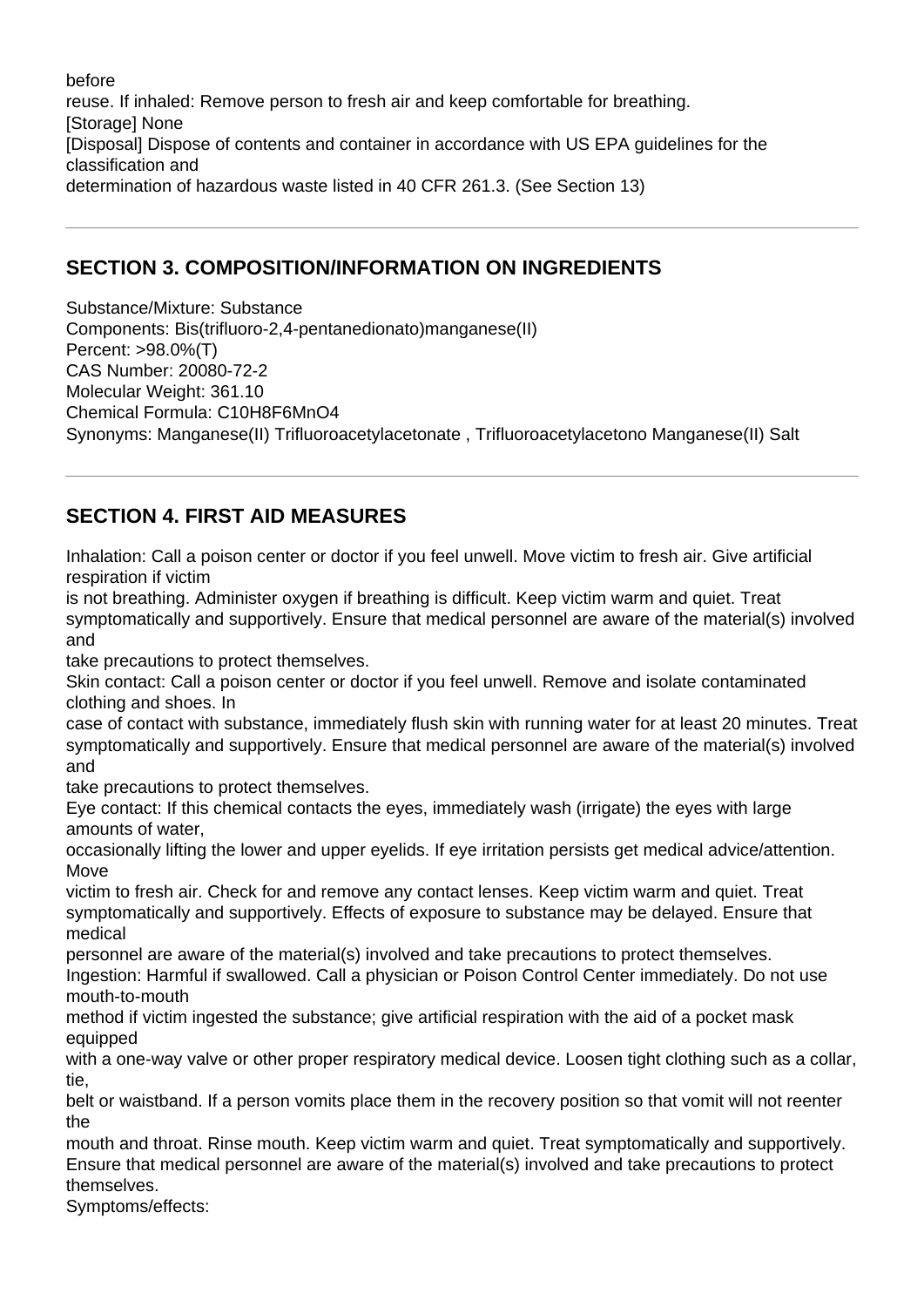before
reuse. If inhaled: Remove person to fresh air and keep comfortable for breathing.
[Storage] None
[Disposal] Dispose of contents and container in accordance with US EPA guidelines for the classification and
determination of hazardous waste listed in 40 CFR 261.3. (See Section 13)

---

## SECTION 3. COMPOSITION/INFORMATION ON INGREDIENTS

Substance/Mixture: Substance
Components: Bis(trifluoro-2,4-pentanedionato)manganese(II)
Percent: >98.0%(T)
CAS Number: 20080-72-2
Molecular Weight: 361.10
Chemical Formula: $C_{10}H_8F_6MnO_4$
Synonyms: Manganese(II) Trifluoroacetylacetonate , Trifluoroacetylacetono Manganese(II) Salt

---

## SECTION 4. FIRST AID MEASURES

Inhalation: Call a poison center or doctor if you feel unwell. Move victim to fresh air. Give artificial respiration if victim
is not breathing. Administer oxygen if breathing is difficult. Keep victim warm and quiet. Treat symptomatically and supportively. Ensure that medical personnel are aware of the material(s) involved and
take precautions to protect themselves.
Skin contact: Call a poison center or doctor if you feel unwell. Remove and isolate contaminated clothing and shoes. In
case of contact with substance, immediately flush skin with running water for at least 20 minutes. Treat symptomatically and supportively. Ensure that medical personnel are aware of the material(s) involved and
take precautions to protect themselves.
Eye contact: If this chemical contacts the eyes, immediately wash (irrigate) the eyes with large amounts of water,
occasionally lifting the lower and upper eyelids. If eye irritation persists get medical advice/attention. Move
victim to fresh air. Check for and remove any contact lenses. Keep victim warm and quiet. Treat symptomatically and supportively. Effects of exposure to substance may be delayed. Ensure that medical
personnel are aware of the material(s) involved and take precautions to protect themselves.
Ingestion: Harmful if swallowed. Call a physician or Poison Control Center immediately. Do not use mouth-to-mouth
method if victim ingested the substance; give artificial respiration with the aid of a pocket mask equipped
with a one-way valve or other proper respiratory medical device. Loosen tight clothing such as a collar, tie,
belt or waistband. If a person vomits place them in the recovery position so that vomit will not reenter the
mouth and throat. Rinse mouth. Keep victim warm and quiet. Treat symptomatically and supportively. Ensure that medical personnel are aware of the material(s) involved and take precautions to protect themselves.
Symptoms/effects: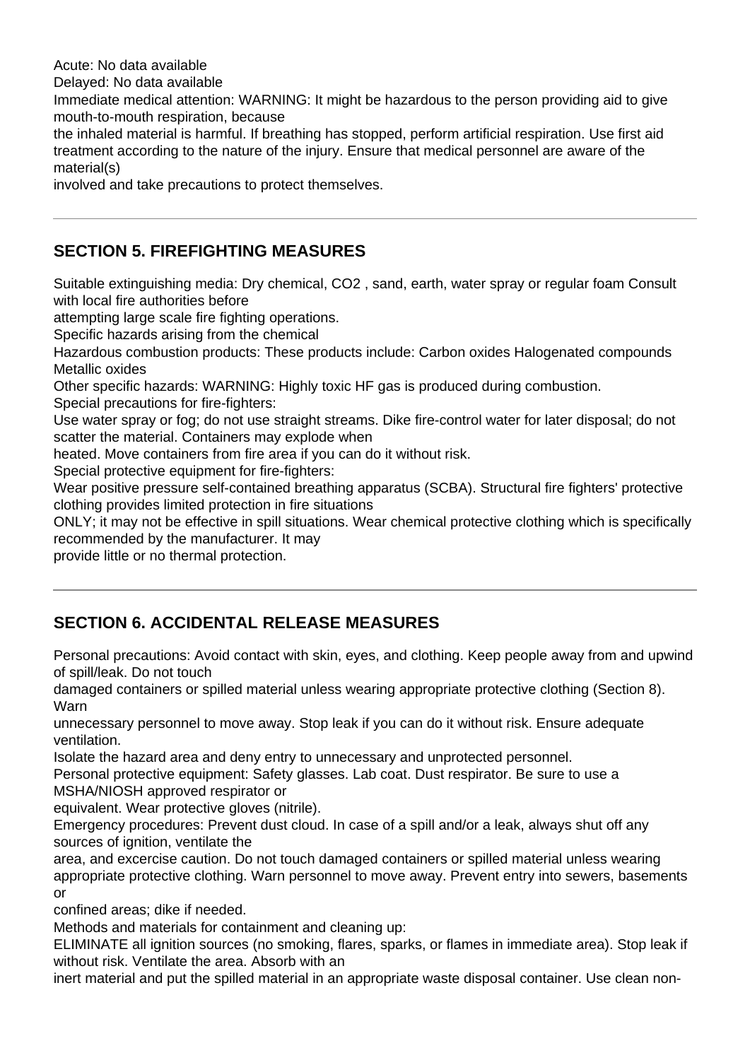Acute: No data available
Delayed: No data available
Immediate medical attention: WARNING: It might be hazardous to the person providing aid to give mouth-to-mouth respiration, because the inhaled material is harmful. If breathing has stopped, perform artificial respiration. Use first aid treatment according to the nature of the injury. Ensure that medical personnel are aware of the material(s) involved and take precautions to protect themselves.

---

## SECTION 5. FIREFIGHTING MEASURES

Suitable extinguishing media: Dry chemical, $CO_2$ , sand, earth, water spray or regular foam Consult with local fire authorities before attempting large scale fire fighting operations.
Specific hazards arising from the chemical
Hazardous combustion products: These products include: Carbon oxides Halogenated compounds Metallic oxides
Other specific hazards: WARNING: Highly toxic HF gas is produced during combustion.
Special precautions for fire-fighters:
Use water spray or fog; do not use straight streams. Dike fire-control water for later disposal; do not scatter the material. Containers may explode when heated. Move containers from fire area if you can do it without risk.
Special protective equipment for fire-fighters:
Wear positive pressure self-contained breathing apparatus (SCBA). Structural fire fighters' protective clothing provides limited protection in fire situations ONLY; it may not be effective in spill situations. Wear chemical protective clothing which is specifically recommended by the manufacturer. It may provide little or no thermal protection.

---

## SECTION 6. ACCIDENTAL RELEASE MEASURES

Personal precautions: Avoid contact with skin, eyes, and clothing. Keep people away from and upwind of spill/leak. Do not touch damaged containers or spilled material unless wearing appropriate protective clothing (Section 8). Warn unnecessary personnel to move away. Stop leak if you can do it without risk. Ensure adequate ventilation.
Isolate the hazard area and deny entry to unnecessary and unprotected personnel.
Personal protective equipment: Safety glasses. Lab coat. Dust respirator. Be sure to use a MSHA/NIOSH approved respirator or equivalent. Wear protective gloves (nitrile).
Emergency procedures: Prevent dust cloud. In case of a spill and/or a leak, always shut off any sources of ignition, ventilate the area, and excercise caution. Do not touch damaged containers or spilled material unless wearing appropriate protective clothing. Warn personnel to move away. Prevent entry into sewers, basements or confined areas; dike if needed.
Methods and materials for containment and cleaning up:
ELIMINATE all ignition sources (no smoking, flares, sparks, or flames in immediate area). Stop leak if without risk. Ventilate the area. Absorb with an inert material and put the spilled material in an appropriate waste disposal container. Use clean non-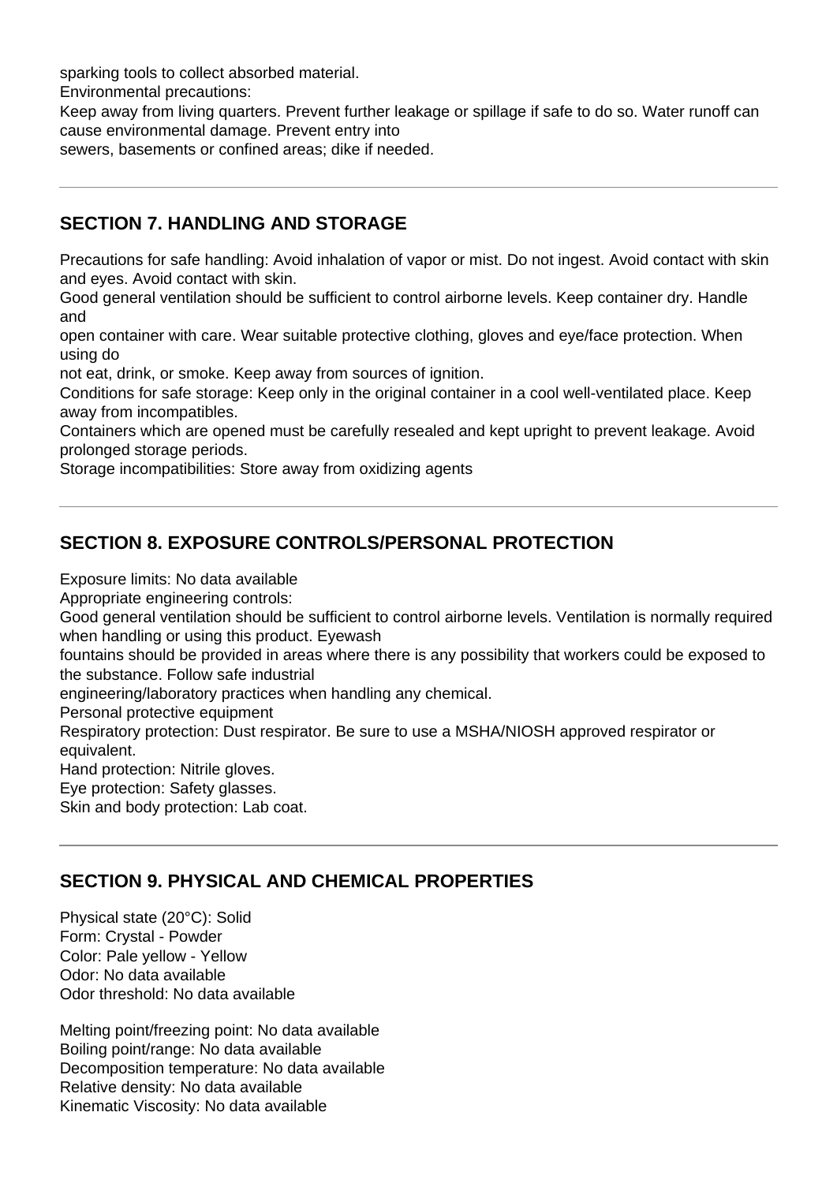sparking tools to collect absorbed material.
Environmental precautions:
Keep away from living quarters. Prevent further leakage or spillage if safe to do so. Water runoff can cause environmental damage. Prevent entry into
sewers, basements or confined areas; dike if needed.

---

## SECTION 7. HANDLING AND STORAGE

Precautions for safe handling: Avoid inhalation of vapor or mist. Do not ingest. Avoid contact with skin and eyes. Avoid contact with skin.
Good general ventilation should be sufficient to control airborne levels. Keep container dry. Handle and
open container with care. Wear suitable protective clothing, gloves and eye/face protection. When using do
not eat, drink, or smoke. Keep away from sources of ignition.
Conditions for safe storage: Keep only in the original container in a cool well-ventilated place. Keep away from incompatibles.
Containers which are opened must be carefully resealed and kept upright to prevent leakage. Avoid prolonged storage periods.
Storage incompatibilities: Store away from oxidizing agents

---

## SECTION 8. EXPOSURE CONTROLS/PERSONAL PROTECTION

Exposure limits: No data available
Appropriate engineering controls:
Good general ventilation should be sufficient to control airborne levels. Ventilation is normally required when handling or using this product. Eyewash
fountains should be provided in areas where there is any possibility that workers could be exposed to the substance. Follow safe industrial
engineering/laboratory practices when handling any chemical.
Personal protective equipment
Respiratory protection: Dust respirator. Be sure to use a MSHA/NIOSH approved respirator or equivalent.
Hand protection: Nitrile gloves.
Eye protection: Safety glasses.
Skin and body protection: Lab coat.

---

## SECTION 9. PHYSICAL AND CHEMICAL PROPERTIES

Physical state (20°C): Solid
Form: Crystal - Powder
Color: Pale yellow - Yellow
Odor: No data available
Odor threshold: No data available

Melting point/freezing point: No data available
Boiling point/range: No data available
Decomposition temperature: No data available
Relative density: No data available
Kinematic Viscosity: No data available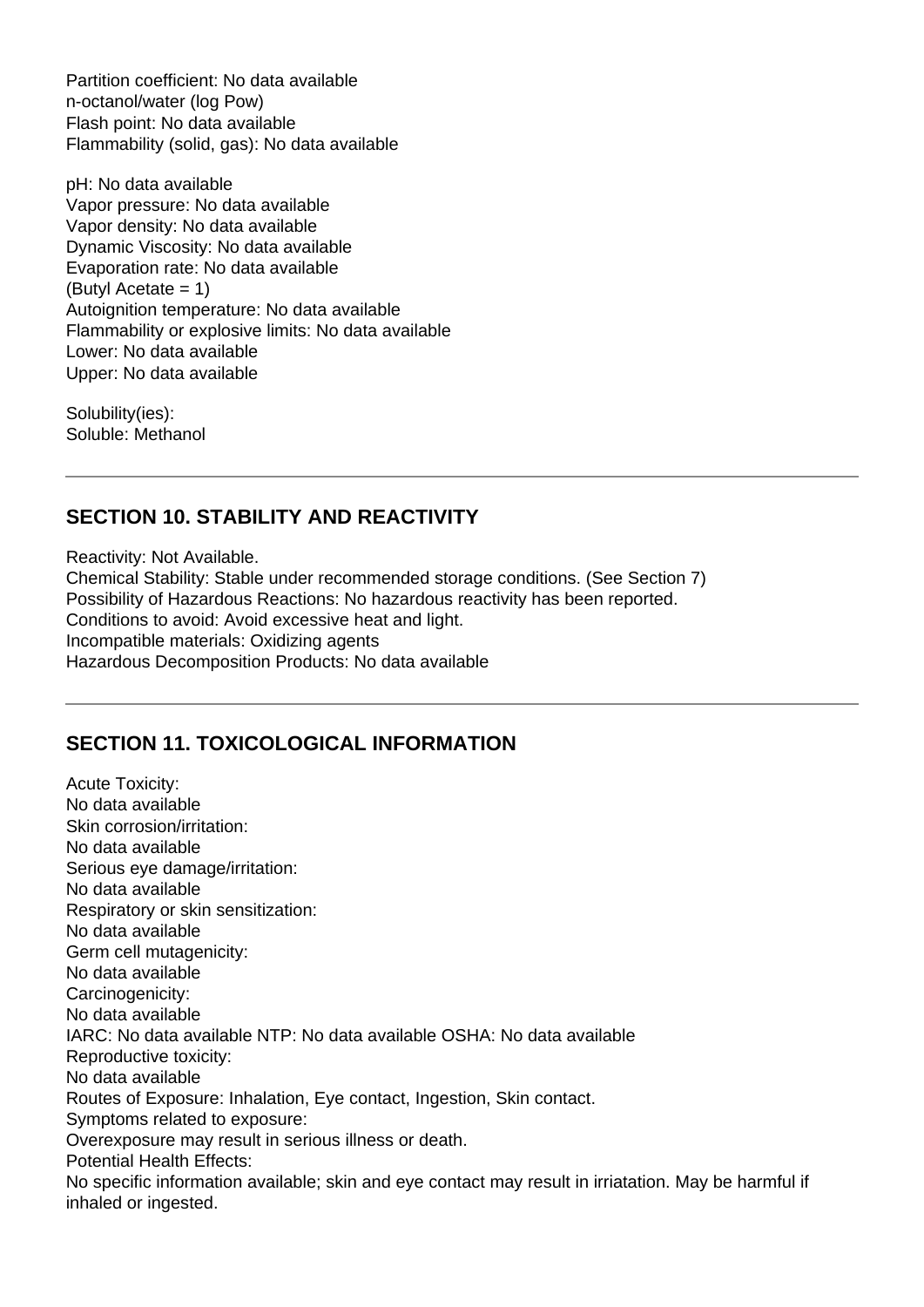Partition coefficient: No data available
n-octanol/water (log Pow)
Flash point: No data available
Flammability (solid, gas): No data available

pH: No data available
Vapor pressure: No data available
Vapor density: No data available
Dynamic Viscosity: No data available
Evaporation rate: No data available
(Butyl Acetate = 1)
Autoignition temperature: No data available
Flammability or explosive limits: No data available
Lower: No data available
Upper: No data available

Solubility(ies):
Soluble: Methanol

---

## SECTION 10. STABILITY AND REACTIVITY

Reactivity: Not Available.
Chemical Stability: Stable under recommended storage conditions. (See Section 7)
Possibility of Hazardous Reactions: No hazardous reactivity has been reported.
Conditions to avoid: Avoid excessive heat and light.
Incompatible materials: Oxidizing agents
Hazardous Decomposition Products: No data available

---

## SECTION 11. TOXICOLOGICAL INFORMATION

Acute Toxicity:
No data available
Skin corrosion/irritation:
No data available
Serious eye damage/irritation:
No data available
Respiratory or skin sensitization:
No data available
Germ cell mutagenicity:
No data available
Carcinogenicity:
No data available
IARC: No data available NTP: No data available OSHA: No data available
Reproductive toxicity:
No data available
Routes of Exposure: Inhalation, Eye contact, Ingestion, Skin contact.
Symptoms related to exposure:
Overexposure may result in serious illness or death.
Potential Health Effects:
No specific information available; skin and eye contact may result in irriatation. May be harmful if inhaled or ingested.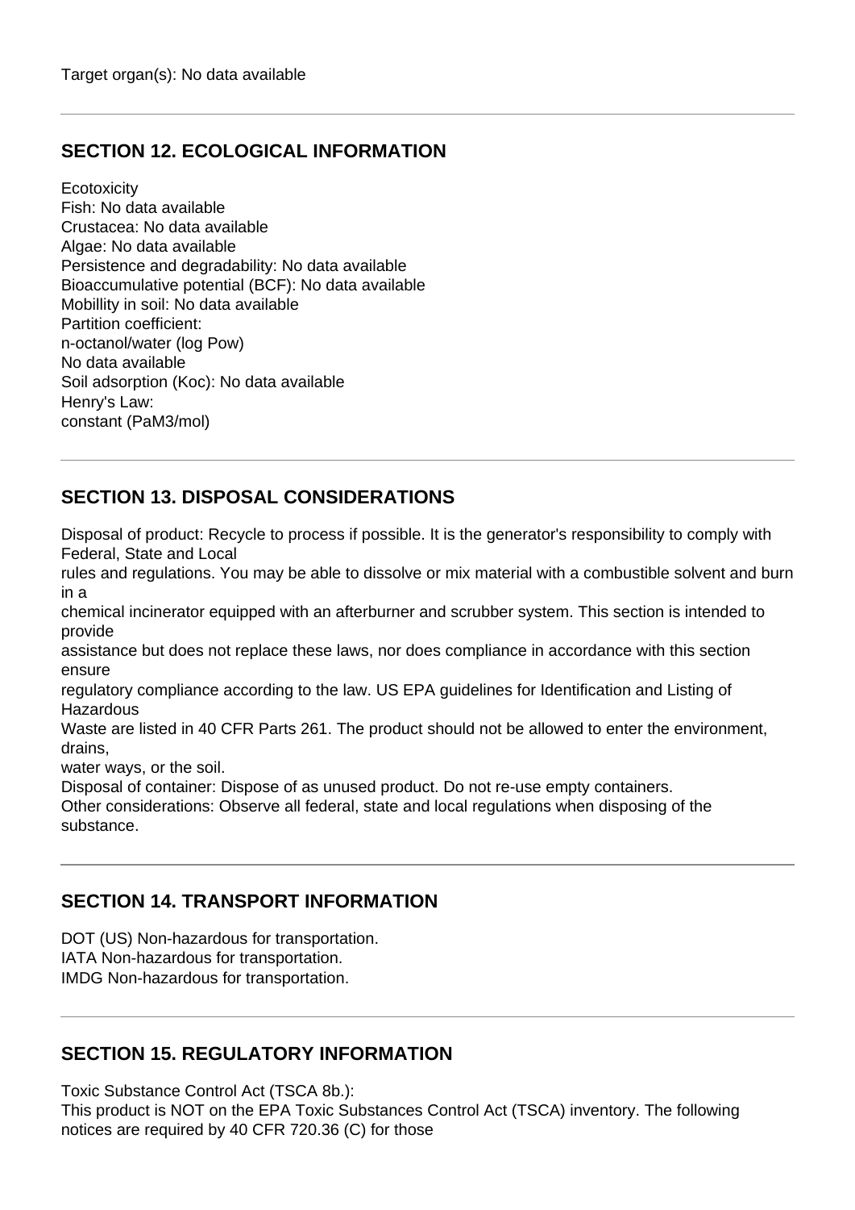Target organ(s): No data available

## SECTION 12. ECOLOGICAL INFORMATION

Ecotoxicity
Fish: No data available
Crustacea: No data available
Algae: No data available
Persistence and degradability: No data available
Bioaccumulative potential (BCF): No data available
Mobillity in soil: No data available
Partition coefficient:
n-octanol/water (log Pow)
No data available
Soil adsorption (Koc): No data available
Henry's Law:
constant (PaM3/mol)

## SECTION 13. DISPOSAL CONSIDERATIONS

Disposal of product: Recycle to process if possible. It is the generator's responsibility to comply with Federal, State and Local rules and regulations. You may be able to dissolve or mix material with a combustible solvent and burn in a chemical incinerator equipped with an afterburner and scrubber system. This section is intended to provide assistance but does not replace these laws, nor does compliance in accordance with this section ensure regulatory compliance according to the law. US EPA guidelines for Identification and Listing of Hazardous Waste are listed in 40 CFR Parts 261. The product should not be allowed to enter the environment, drains, water ways, or the soil.
Disposal of container: Dispose of as unused product. Do not re-use empty containers.
Other considerations: Observe all federal, state and local regulations when disposing of the substance.

## SECTION 14. TRANSPORT INFORMATION

DOT (US) Non-hazardous for transportation.
IATA Non-hazardous for transportation.
IMDG Non-hazardous for transportation.

## SECTION 15. REGULATORY INFORMATION

Toxic Substance Control Act (TSCA 8b.):
This product is NOT on the EPA Toxic Substances Control Act (TSCA) inventory. The following notices are required by 40 CFR 720.36 (C) for those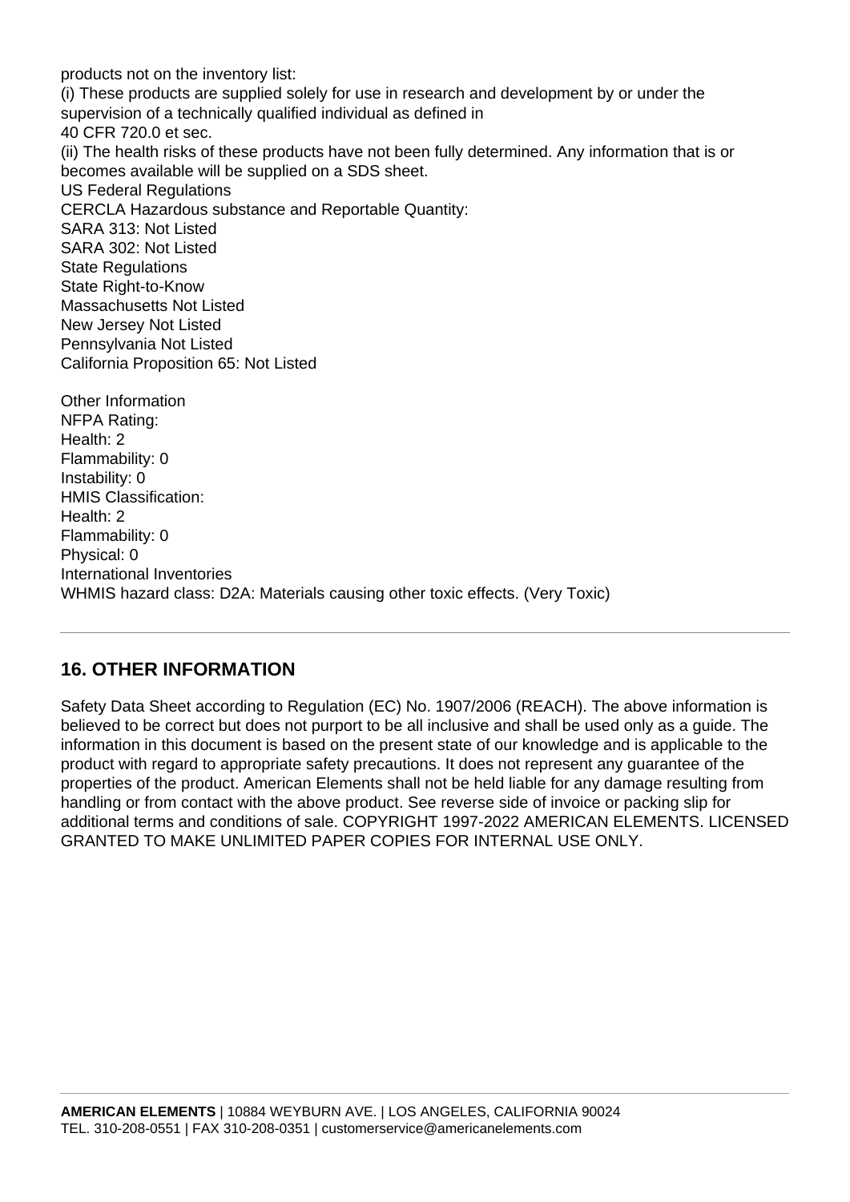products not on the inventory list:
(i) These products are supplied solely for use in research and development by or under the supervision of a technically qualified individual as defined in
40 CFR 720.0 et sec.
(ii) The health risks of these products have not been fully determined. Any information that is or becomes available will be supplied on a SDS sheet.
US Federal Regulations
CERCLA Hazardous substance and Reportable Quantity:
SARA 313: Not Listed
SARA 302: Not Listed
State Regulations
State Right-to-Know
Massachusetts Not Listed
New Jersey Not Listed
Pennsylvania Not Listed
California Proposition 65: Not Listed

Other Information
NFPA Rating:
Health: 2
Flammability: 0
Instability: 0
HMIS Classification:
Health: 2
Flammability: 0
Physical: 0
International Inventories
WHMIS hazard class: D2A: Materials causing other toxic effects. (Very Toxic)

---

## 16. OTHER INFORMATION

Safety Data Sheet according to Regulation (EC) No. 1907/2006 (REACH). The above information is believed to be correct but does not purport to be all inclusive and shall be used only as a guide. The information in this document is based on the present state of our knowledge and is applicable to the product with regard to appropriate safety precautions. It does not represent any guarantee of the properties of the product. American Elements shall not be held liable for any damage resulting from handling or from contact with the above product. See reverse side of invoice or packing slip for additional terms and conditions of sale. COPYRIGHT 1997-2022 AMERICAN ELEMENTS. LICENSED GRANTED TO MAKE UNLIMITED PAPER COPIES FOR INTERNAL USE ONLY.